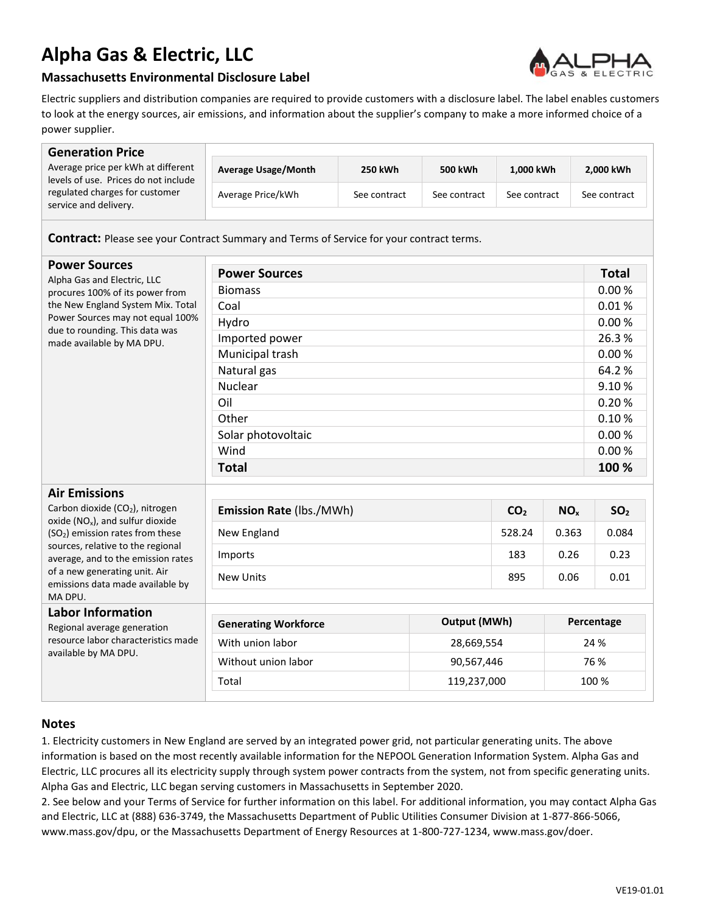# Alpha Gas & Electric, LLC

## Massachusetts Environmental Disclosure Label

Electric suppliers and distribution companies are required to provide customers with a disclosure label. The label enables customers to look at the energy sources, air emissions, and information about the supplier's company to make a more informed choice of a power supplier.

### Generation Price

Average price per kWh at different levels of use. Prices do not include regulated charges for customer service and delivery.

| Average Usage/Month | 250 kWh | 500 kWh | 1,000 kWh | 2,000 kWh |
|---|---|---|---|---|
| Average Price/kWh | See contract | See contract | See contract | See contract |

**Contract:** Please see your Contract Summary and Terms of Service for your contract terms.

### Power Sources

Alpha Gas and Electric, LLC procures 100% of its power from the New England System Mix. Total Power Sources may not equal 100% due to rounding. This data was made available by MA DPU.

| Power Sources | Total |
|---|---|
| Biomass | 0.00 % |
| Coal | 0.01 % |
| Hydro | 0.00 % |
| Imported power | 26.3 % |
| Municipal trash | 0.00 % |
| Natural gas | 64.2 % |
| Nuclear | 9.10 % |
| Oil | 0.20 % |
| Other | 0.10 % |
| Solar photovoltaic | 0.00 % |
| Wind | 0.00 % |
| **Total** | **100 %** |

### Air Emissions

Carbon dioxide ($CO_2$), nitrogen oxide ($NO_x$), and sulfur dioxide ($SO_2$) emission rates from these sources, relative to the regional average, and to the emission rates of a new generating unit. Air emissions data made available by MA DPU.

| Emission Rate (lbs./MWh) | $CO_2$ | $NO_x$ | $SO_2$ |
|---|---|---|---|
| New England | 528.24 | 0.363 | 0.084 |
| Imports | 183 | 0.26 | 0.23 |
| New Units | 895 | 0.06 | 0.01 |

### Labor Information

Regional average generation resource labor characteristics made available by MA DPU.

| Generating Workforce | Output (MWh) | Percentage |
|---|---|---|
| With union labor | 28,669,554 | 24 % |
| Without union labor | 90,567,446 | 76 % |
| Total | 119,237,000 | 100 % |

### Notes

1. Electricity customers in New England are served by an integrated power grid, not particular generating units. The above information is based on the most recently available information for the NEPOOL Generation Information System. Alpha Gas and Electric, LLC procures all its electricity supply through system power contracts from the system, not from specific generating units. Alpha Gas and Electric, LLC began serving customers in Massachusetts in September 2020.
2. See below and your Terms of Service for further information on this label. For additional information, you may contact Alpha Gas and Electric, LLC at (888) 636-3749, the Massachusetts Department of Public Utilities Consumer Division at 1-877-866-5066, www.mass.gov/dpu, or the Massachusetts Department of Energy Resources at 1-800-727-1234, www.mass.gov/doer.

VE19-01.01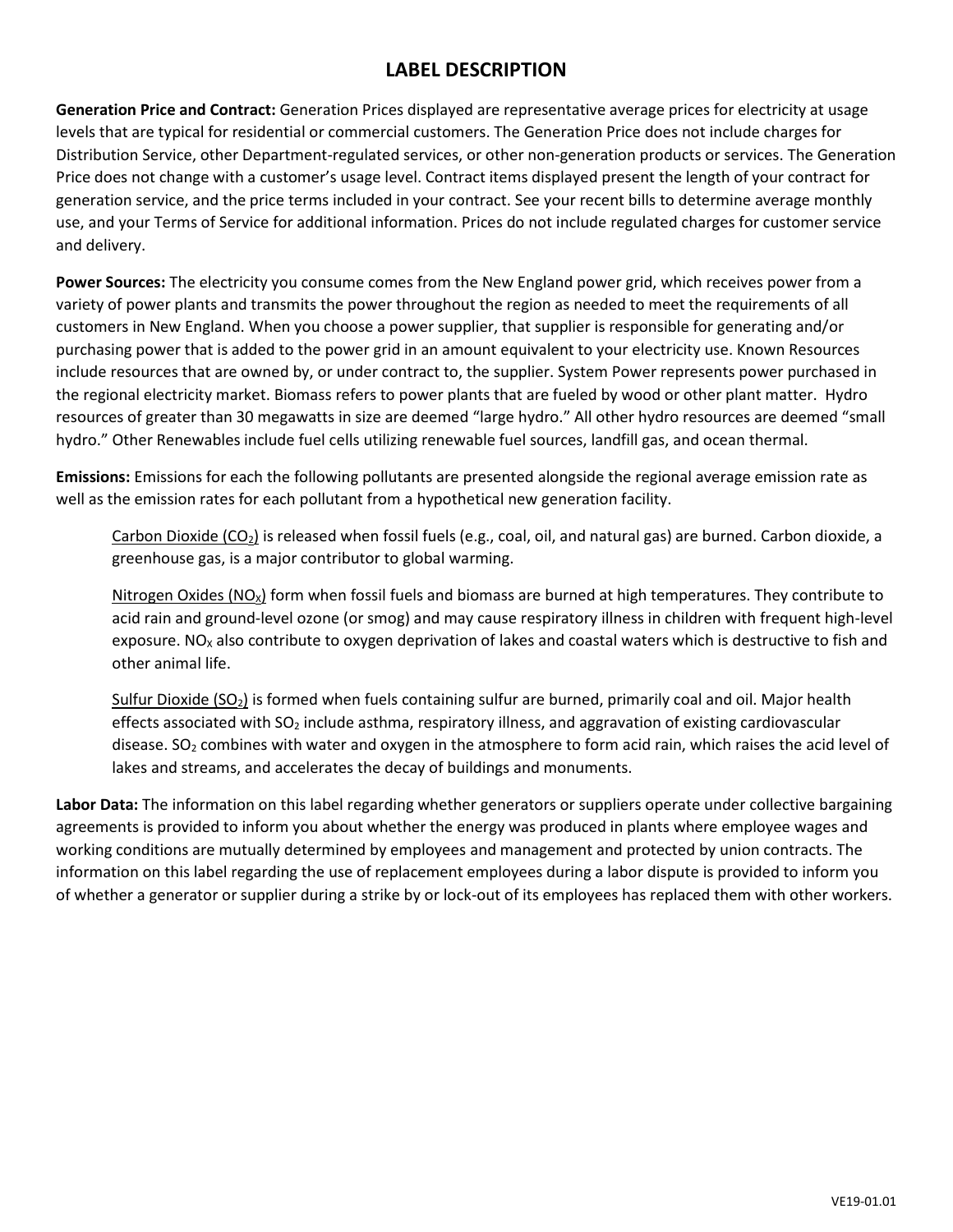# LABEL DESCRIPTION

**Generation Price and Contract:** Generation Prices displayed are representative average prices for electricity at usage levels that are typical for residential or commercial customers. The Generation Price does not include charges for Distribution Service, other Department-regulated services, or other non-generation products or services. The Generation Price does not change with a customer's usage level. Contract items displayed present the length of your contract for generation service, and the price terms included in your contract. See your recent bills to determine average monthly use, and your Terms of Service for additional information. Prices do not include regulated charges for customer service and delivery.

**Power Sources:** The electricity you consume comes from the New England power grid, which receives power from a variety of power plants and transmits the power throughout the region as needed to meet the requirements of all customers in New England. When you choose a power supplier, that supplier is responsible for generating and/or purchasing power that is added to the power grid in an amount equivalent to your electricity use. Known Resources include resources that are owned by, or under contract to, the supplier. System Power represents power purchased in the regional electricity market. Biomass refers to power plants that are fueled by wood or other plant matter. Hydro resources of greater than 30 megawatts in size are deemed "large hydro." All other hydro resources are deemed "small hydro." Other Renewables include fuel cells utilizing renewable fuel sources, landfill gas, and ocean thermal.

**Emissions:** Emissions for each the following pollutants are presented alongside the regional average emission rate as well as the emission rates for each pollutant from a hypothetical new generation facility.

> Carbon Dioxide ($CO_2$) is released when fossil fuels (e.g., coal, oil, and natural gas) are burned. Carbon dioxide, a greenhouse gas, is a major contributor to global warming.
>
> Nitrogen Oxides ($NO_X$) form when fossil fuels and biomass are burned at high temperatures. They contribute to acid rain and ground-level ozone (or smog) and may cause respiratory illness in children with frequent high-level exposure. $NO_X$ also contribute to oxygen deprivation of lakes and coastal waters which is destructive to fish and other animal life.
>
> Sulfur Dioxide ($SO_2$) is formed when fuels containing sulfur are burned, primarily coal and oil. Major health effects associated with $SO_2$ include asthma, respiratory illness, and aggravation of existing cardiovascular disease. $SO_2$ combines with water and oxygen in the atmosphere to form acid rain, which raises the acid level of lakes and streams, and accelerates the decay of buildings and monuments.

**Labor Data:** The information on this label regarding whether generators or suppliers operate under collective bargaining agreements is provided to inform you about whether the energy was produced in plants where employee wages and working conditions are mutually determined by employees and management and protected by union contracts. The information on this label regarding the use of replacement employees during a labor dispute is provided to inform you of whether a generator or supplier during a strike by or lock-out of its employees has replaced them with other workers.

VE19-01.01